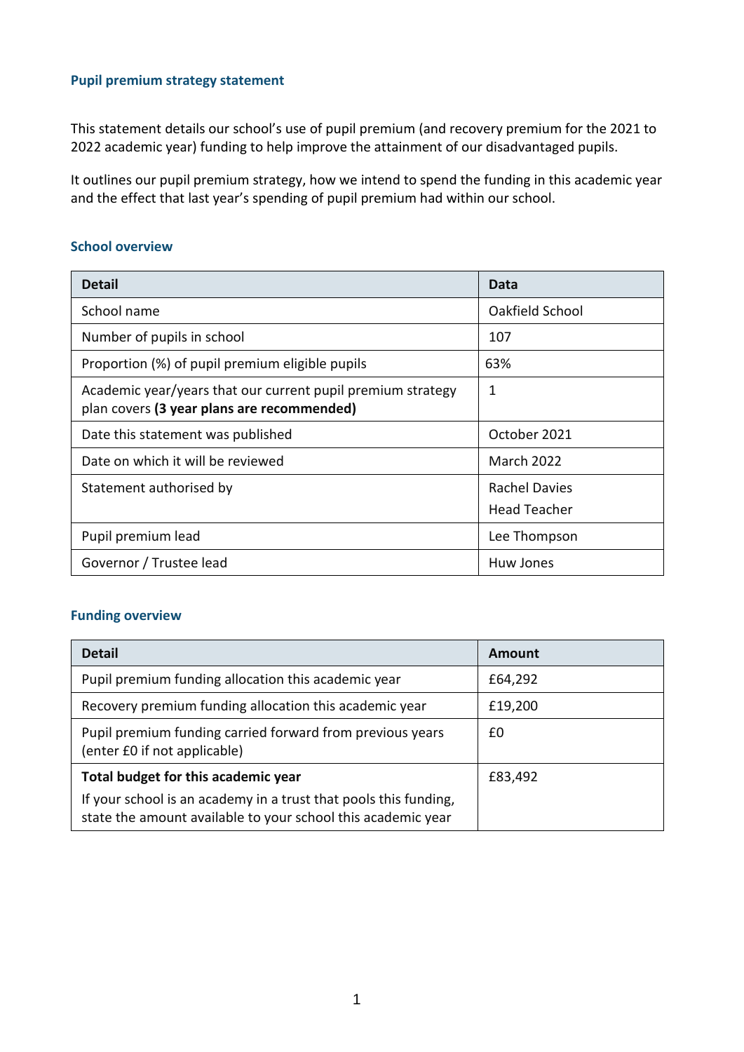## Pupil premium strategy statement

This statement details our school's use of pupil premium (and recovery premium for the 2021 to 2022 academic year) funding to help improve the attainment of our disadvantaged pupils.

It outlines our pupil premium strategy, how we intend to spend the funding in this academic year and the effect that last year's spending of pupil premium had within our school.

### School overview

| Detail | Data |
|---|---|
| School name | Oakfield School |
| Number of pupils in school | 107 |
| Proportion (%) of pupil premium eligible pupils | 63% |
| Academic year/years that our current pupil premium strategy plan covers **(3 year plans are recommended)** | 1 |
| Date this statement was published | October 2021 |
| Date on which it will be reviewed | March 2022 |
| Statement authorised by | Rachel Davies<br>Head Teacher |
| Pupil premium lead | Lee Thompson |
| Governor / Trustee lead | Huw Jones |

### Funding overview

| Detail | Amount |
|---|---|
| Pupil premium funding allocation this academic year | £64,292 |
| Recovery premium funding allocation this academic year | £19,200 |
| Pupil premium funding carried forward from previous years (enter £0 if not applicable) | £0 |
| **Total budget for this academic year**<br>If your school is an academy in a trust that pools this funding, state the amount available to your school this academic year | £83,492 |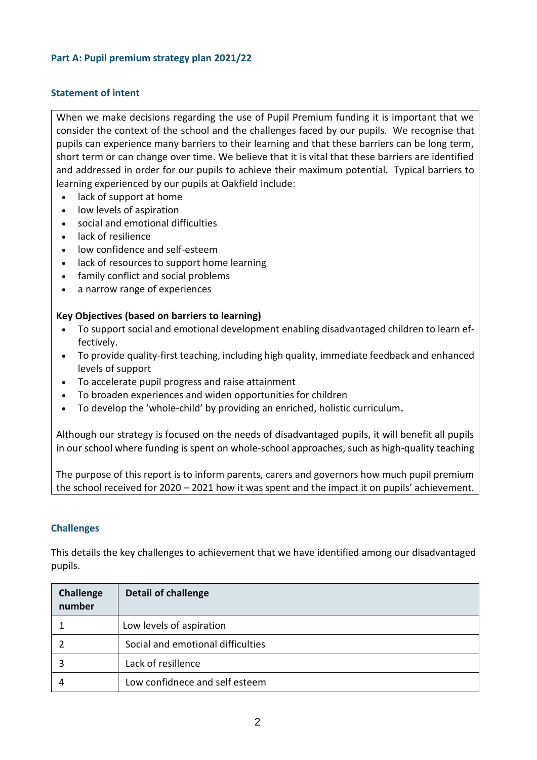## Part A: Pupil premium strategy plan 2021/22

### Statement of intent

When we make decisions regarding the use of Pupil Premium funding it is important that we consider the context of the school and the challenges faced by our pupils. We recognise that pupils can experience many barriers to their learning and that these barriers can be long term, short term or can change over time. We believe that it is vital that these barriers are identified and addressed in order for our pupils to achieve their maximum potential. Typical barriers to learning experienced by our pupils at Oakfield include:

- lack of support at home
- low levels of aspiration
- social and emotional difficulties
- lack of resilience
- low confidence and self-esteem
- lack of resources to support home learning
- family conflict and social problems
- a narrow range of experiences

**Key Objectives (based on barriers to learning)**

- To support social and emotional development enabling disadvantaged children to learn effectively.
- To provide quality-first teaching, including high quality, immediate feedback and enhanced levels of support
- To accelerate pupil progress and raise attainment
- To broaden experiences and widen opportunities for children
- To develop the 'whole-child' by providing an enriched, holistic curriculum**.**

Although our strategy is focused on the needs of disadvantaged pupils, it will benefit all pupils in our school where funding is spent on whole-school approaches, such as high-quality teaching

The purpose of this report is to inform parents, carers and governors how much pupil premium the school received for 2020 – 2021 how it was spent and the impact it on pupils' achievement.

### Challenges

This details the key challenges to achievement that we have identified among our disadvantaged pupils.

| Challenge number | Detail of challenge |
|---|---|
| 1 | Low levels of aspiration |
| 2 | Social and emotional difficulties |
| 3 | Lack of resillence |
| 4 | Low confidnece and self esteem |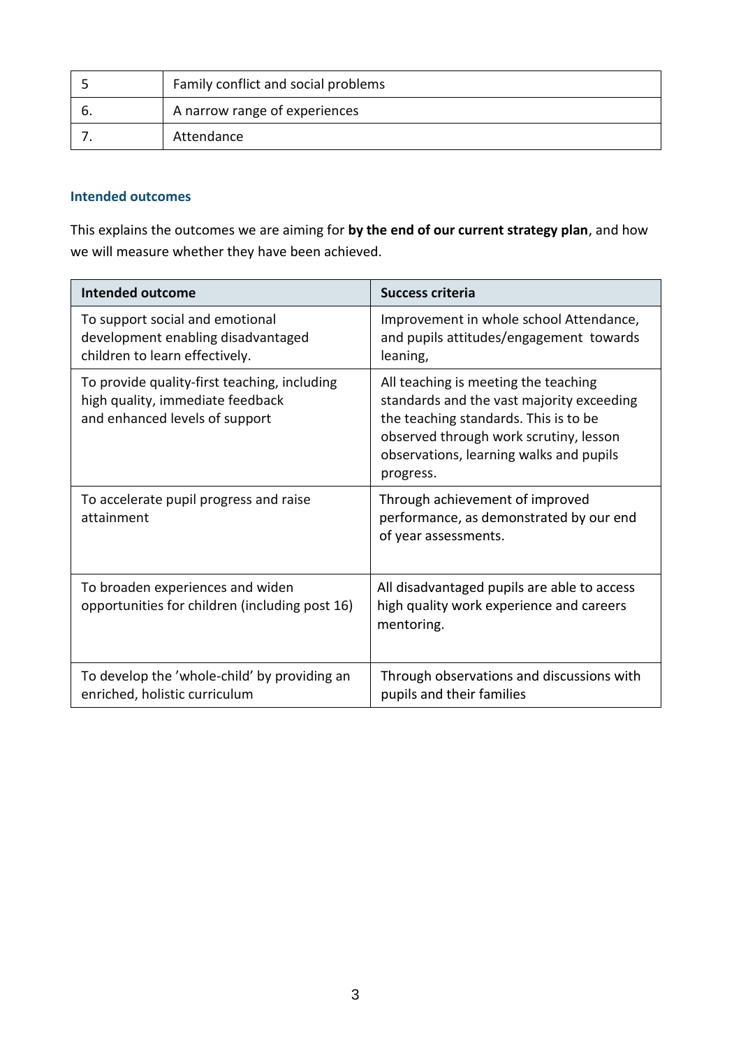| 5 | Family conflict and social problems |
|---|---|
| 6. | A narrow range of experiences |
| 7. | Attendance |

### Intended outcomes

This explains the outcomes we are aiming for **by the end of our current strategy plan**, and how we will measure whether they have been achieved.

| Intended outcome | Success criteria |
|---|---|
| To support social and emotional development enabling disadvantaged children to learn effectively. | Improvement in whole school Attendance, and pupils attitudes/engagement towards leaning, |
| To provide quality-first teaching, including high quality, immediate feedback and enhanced levels of support | All teaching is meeting the teaching standards and the vast majority exceeding the teaching standards. This is to be observed through work scrutiny, lesson observations, learning walks and pupils progress. |
| To accelerate pupil progress and raise attainment | Through achievement of improved performance, as demonstrated by our end of year assessments. |
| To broaden experiences and widen opportunities for children (including post 16) | All disadvantaged pupils are able to access high quality work experience and careers mentoring. |
| To develop the 'whole-child' by providing an enriched, holistic curriculum | Through observations and discussions with pupils and their families |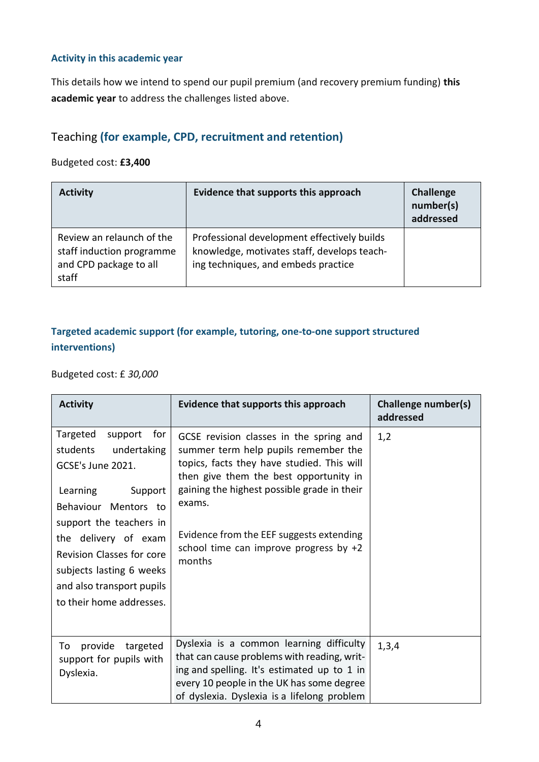### Activity in this academic year

This details how we intend to spend our pupil premium (and recovery premium funding) **this academic year** to address the challenges listed above.

## Teaching **(for example, CPD, recruitment and retention)**

Budgeted cost: **£3,400**

| Activity | Evidence that supports this approach | Challenge number(s) addressed |
|---|---|---|
| Review an relaunch of the staff induction programme and CPD package to all staff | Professional development effectively builds knowledge, motivates staff, develops teaching techniques, and embeds practice | |

### Targeted academic support (for example, tutoring, one-to-one support structured interventions)

Budgeted cost: £ *30,000*

| Activity | Evidence that supports this approach | Challenge number(s) addressed |
|---|---|---|
| Targeted support for students undertaking GCSE's June 2021. <br><br> Learning Support Behaviour Mentors to support the teachers in the delivery of exam Revision Classes for core subjects lasting 6 weeks and also transport pupils to their home addresses. | GCSE revision classes in the spring and summer term help pupils remember the topics, facts they have studied. This will then give them the best opportunity in gaining the highest possible grade in their exams. <br><br> Evidence from the EEF suggests extending school time can improve progress by +2 months | 1,2 |
| To provide targeted support for pupils with Dyslexia. | Dyslexia is a common learning difficulty that can cause problems with reading, writing and spelling. It's estimated up to 1 in every 10 people in the UK has some degree of dyslexia. Dyslexia is a lifelong problem | 1,3,4 |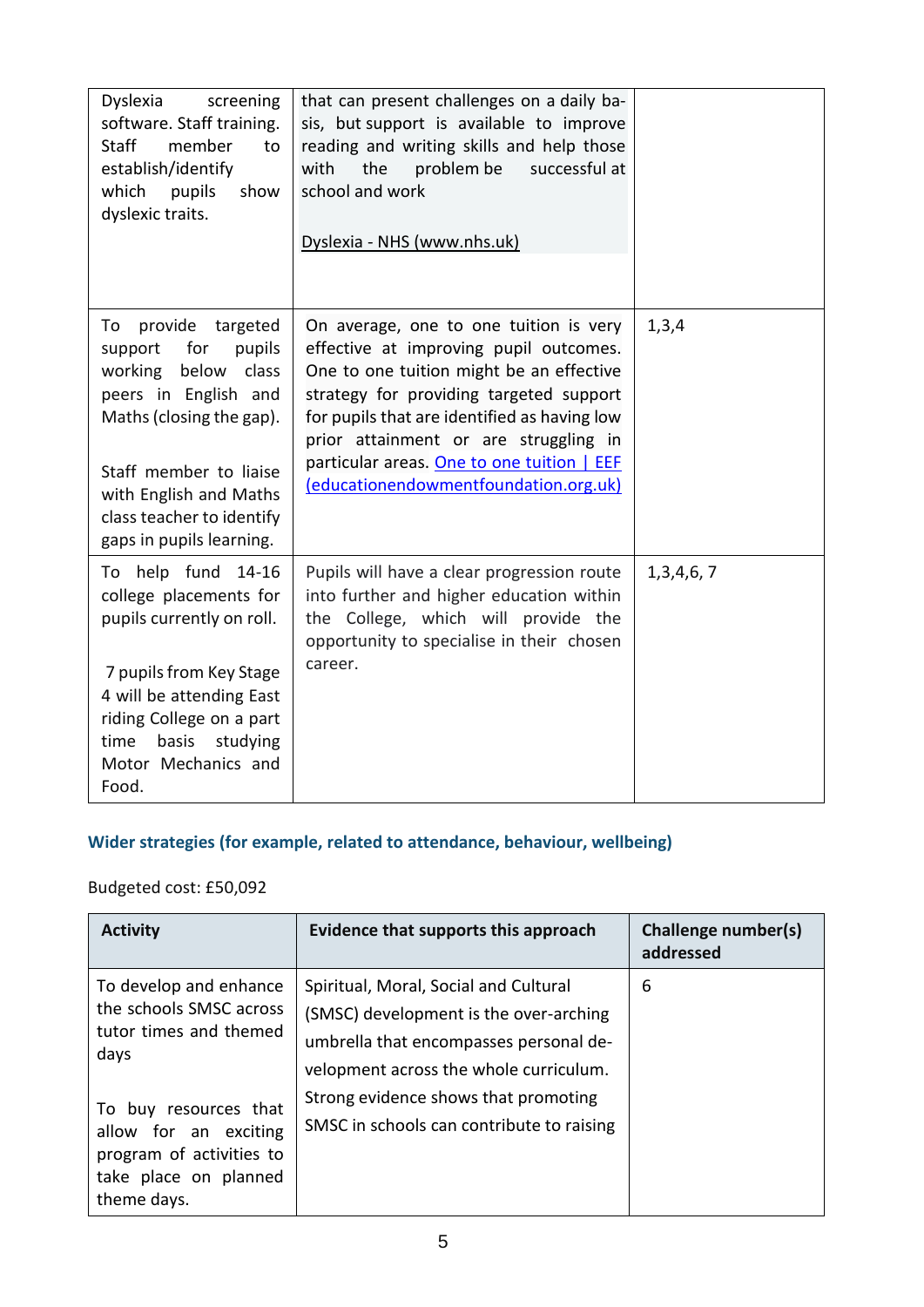| | | |
|---|---|---|
| Dyslexia screening software. Staff training. Staff member to establish/identify which pupils show dyslexic traits. | that can present challenges on a daily basis, but support is available to improve reading and writing skills and help those with the problem be successful at school and work<br><br>Dyslexia - NHS (www.nhs.uk) | |
| To provide targeted support for pupils working below class peers in English and Maths (closing the gap).<br><br>Staff member to liaise with English and Maths class teacher to identify gaps in pupils learning. | On average, one to one tuition is very effective at improving pupil outcomes. One to one tuition might be an effective strategy for providing targeted support for pupils that are identified as having low prior attainment or are struggling in particular areas. [One to one tuition \| EEF (educationendowmentfoundation.org.uk)](https://educationendowmentfoundation.org.uk) | 1,3,4 |
| To help fund 14-16 college placements for pupils currently on roll.<br><br>7 pupils from Key Stage 4 will be attending East riding College on a part time basis studying Motor Mechanics and Food. | Pupils will have a clear progression route into further and higher education within the College, which will provide the opportunity to specialise in their chosen career. | 1,3,4,6, 7 |

## Wider strategies (for example, related to attendance, behaviour, wellbeing)

Budgeted cost: £50,092

| Activity | Evidence that supports this approach | Challenge number(s) addressed |
|---|---|---|
| To develop and enhance the schools SMSC across tutor times and themed days<br><br>To buy resources that allow for an exciting program of activities to take place on planned theme days. | Spiritual, Moral, Social and Cultural (SMSC) development is the over-arching umbrella that encompasses personal development across the whole curriculum. Strong evidence shows that promoting SMSC in schools can contribute to raising | 6 |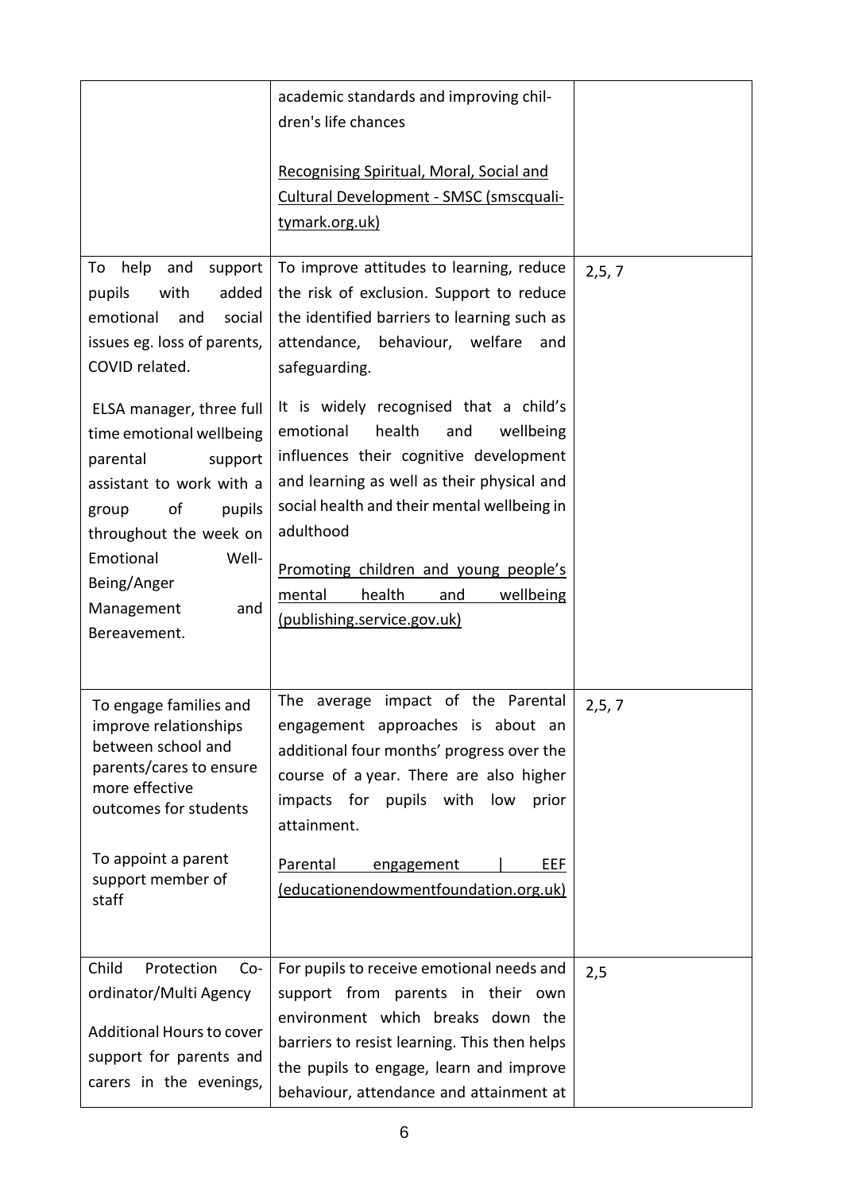| | | |
|---|---|---|
| | academic standards and improving children's life chances<br><br>Recognising Spiritual, Moral, Social and Cultural Development - SMSC (smscqualitymark.org.uk) | |
| To help and support pupils with added emotional and social issues eg. loss of parents, COVID related.<br><br>ELSA manager, three full time emotional wellbeing parental support assistant to work with a group of pupils throughout the week on Emotional Well-Being/Anger Management and Bereavement. | To improve attitudes to learning, reduce the risk of exclusion. Support to reduce the identified barriers to learning such as attendance, behaviour, welfare and safeguarding.<br><br>It is widely recognised that a child's emotional health and wellbeing influences their cognitive development and learning as well as their physical and social health and their mental wellbeing in adulthood<br><br>Promoting children and young people's mental health and wellbeing (publishing.service.gov.uk) | 2,5, 7 |
| To engage families and improve relationships between school and parents/cares to ensure more effective outcomes for students<br><br>To appoint a parent support member of staff | The average impact of the Parental engagement approaches is about an additional four months' progress over the course of a year. There are also higher impacts for pupils with low prior attainment.<br><br>Parental engagement \| EEF (educationendowmentfoundation.org.uk) | 2,5, 7 |
| Child Protection Co-ordinator/Multi Agency<br><br>Additional Hours to cover support for parents and carers in the evenings, | For pupils to receive emotional needs and support from parents in their own environment which breaks down the barriers to resist learning. This then helps the pupils to engage, learn and improve behaviour, attendance and attainment at | 2,5 |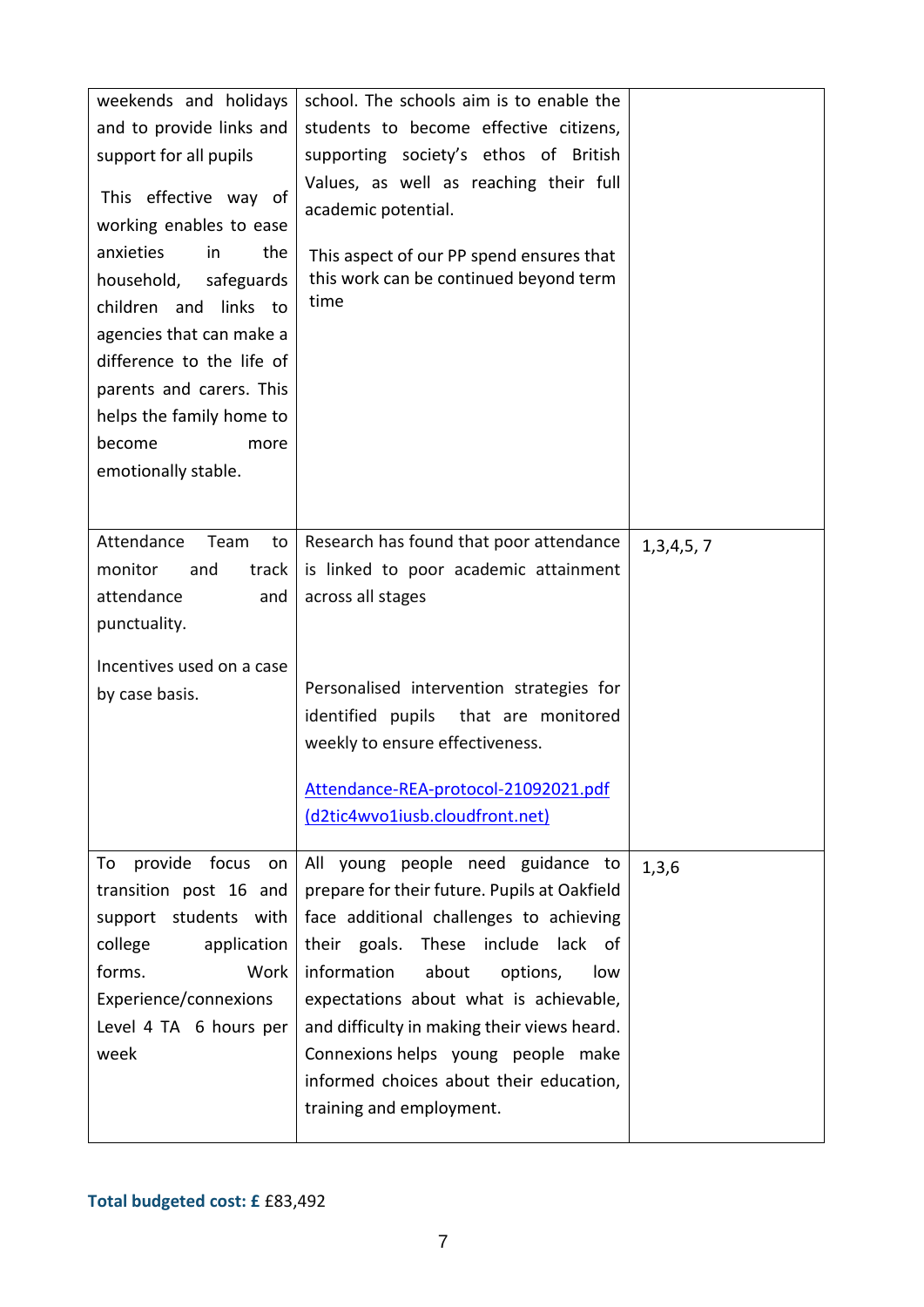| | | |
|---|---|---|
| weekends and holidays and to provide links and support for all pupils<br><br>This effective way of working enables to ease anxieties in the household, safeguards children and links to agencies that can make a difference to the life of parents and carers. This helps the family home to become more emotionally stable. | school. The schools aim is to enable the students to become effective citizens, supporting society's ethos of British Values, as well as reaching their full academic potential.<br><br>This aspect of our PP spend ensures that this work can be continued beyond term time | |
| Attendance Team to monitor and track attendance and punctuality.<br><br>Incentives used on a case by case basis. | Research has found that poor attendance is linked to poor academic attainment across all stages<br><br>Personalised intervention strategies for identified pupils that are monitored weekly to ensure effectiveness.<br><br>[Attendance-REA-protocol-21092021.pdf (d2tic4wvo1iusb.cloudfront.net)](Attendance-REA-protocol-21092021.pdf) | 1,3,4,5, 7 |
| To provide focus on transition post 16 and support students with college application forms. Work Experience/connexions Level 4 TA 6 hours per week | All young people need guidance to prepare for their future. Pupils at Oakfield face additional challenges to achieving their goals. These include lack of information about options, low expectations about what is achievable, and difficulty in making their views heard. Connexions helps young people make informed choices about their education, training and employment. | 1,3,6 |

**Total budgeted cost: £** £83,492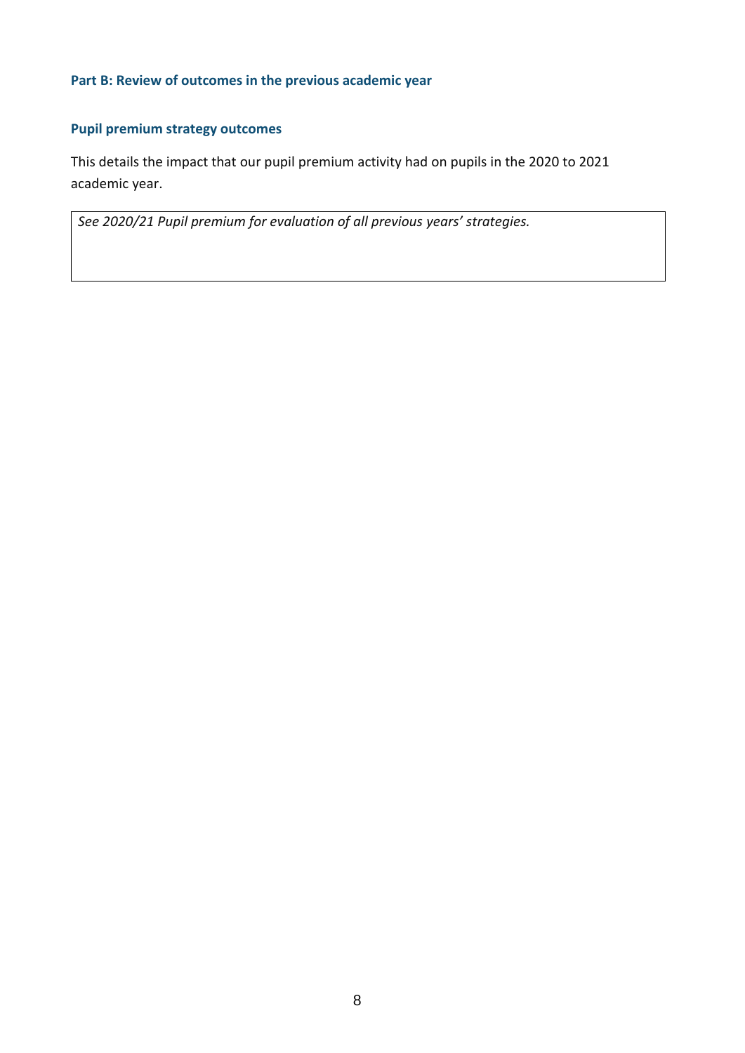### Part B: Review of outcomes in the previous academic year

### Pupil premium strategy outcomes

This details the impact that our pupil premium activity had on pupils in the 2020 to 2021 academic year.

| |
|---|
| *See 2020/21 Pupil premium for evaluation of all previous years' strategies.* |